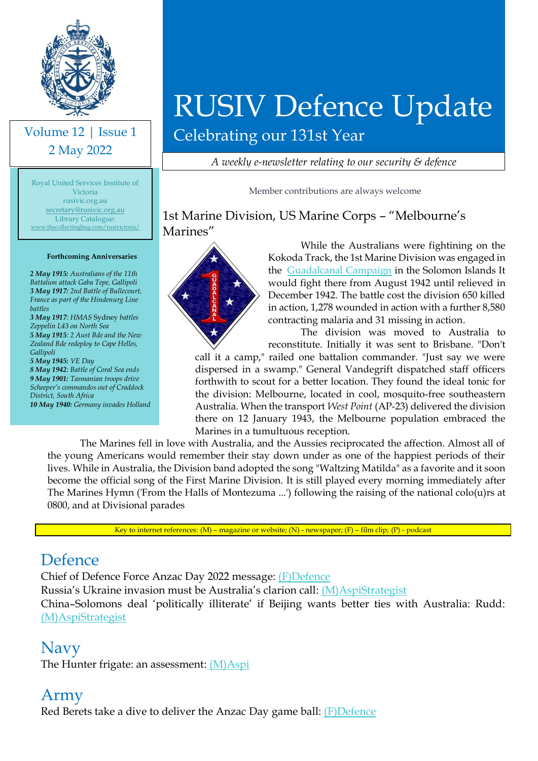# RUSIV Defence Update

## Celebrating our 131st Year

*A weekly e-newsletter relating to our security & defence*

Volume 12 | Issue 1
2 May 2022

Royal United Services Institute of Victoria
rusivic.org.au
secretary@rusivic.org.au
Library Catalogue:
www.thecollectingbug.com/rusivictoria/

**Forthcoming Anniversaries**

***2 May 1915:*** *Australians of the 11th Battalion attack Gaba Tepe, Gallipoli*
***3 May 1917:*** *2nd Battle of Bullecourt, France as part of the Hindenurg Line battles*
***3 May 1917****: HMAS* Sydney *battles Zeppelin L43 on North Sea*
***5 May 1915****: 2 Aust Bde and the New Zealand Bde redeploy to Cape Helles, Gallipoli*
***5 May 1945:*** *VE Day*
***8 May 1942****: Battle of Coral Sea ends*
***9 May 1901:*** *Tasmanian troops drive Scheeper's commandos out of Craddock District, South Africa*
***10 May 1940:*** *Germany invades Holland*

Member contributions are always welcome

## 1st Marine Division, US Marine Corps – "Melbourne's Marines"

While the Australians were fightining on the Kokoda Track, the 1st Marine Division was engaged in the Guadalcanal Campaign in the Solomon Islands It would fight there from August 1942 until relieved in December 1942. The battle cost the division 650 killed in action, 1,278 wounded in action with a further 8,580 contracting malaria and 31 missing in action.

The division was moved to Australia to reconstitute. Initially it was sent to Brisbane. "Don't call it a camp," railed one battalion commander. "Just say we were dispersed in a swamp." General Vandegrift dispatched staff officers forthwith to scout for a better location. They found the ideal tonic for the division: Melbourne, located in cool, mosquito-free southeastern Australia. When the transport *West Point* (AP-23) delivered the division there on 12 January 1943, the Melbourne population embraced the Marines in a tumultuous reception.

The Marines fell in love with Australia, and the Aussies reciprocated the affection. Almost all of the young Americans would remember their stay down under as one of the happiest periods of their lives. While in Australia, the Division band adopted the song "Waltzing Matilda" as a favorite and it soon become the official song of the First Marine Division. It is still played every morning immediately after The Marines Hymn ('From the Halls of Montezuma ...') following the raising of the national colo(u)rs at 0800, and at Divisional parades

Key to internet references: (M) – magazine or website; (N) - newspaper; (F) – film clip; (P) - podcast

## Defence

Chief of Defence Force Anzac Day 2022 message: (F)Defence
Russia's Ukraine invasion must be Australia's clarion call: (M)AspiStrategist
China–Solomons deal 'politically illiterate' if Beijing wants better ties with Australia: Rudd: (M)AspiStrategist

## Navy

The Hunter frigate: an assessment: (M)Aspi

## Army

Red Berets take a dive to deliver the Anzac Day game ball: (F)Defence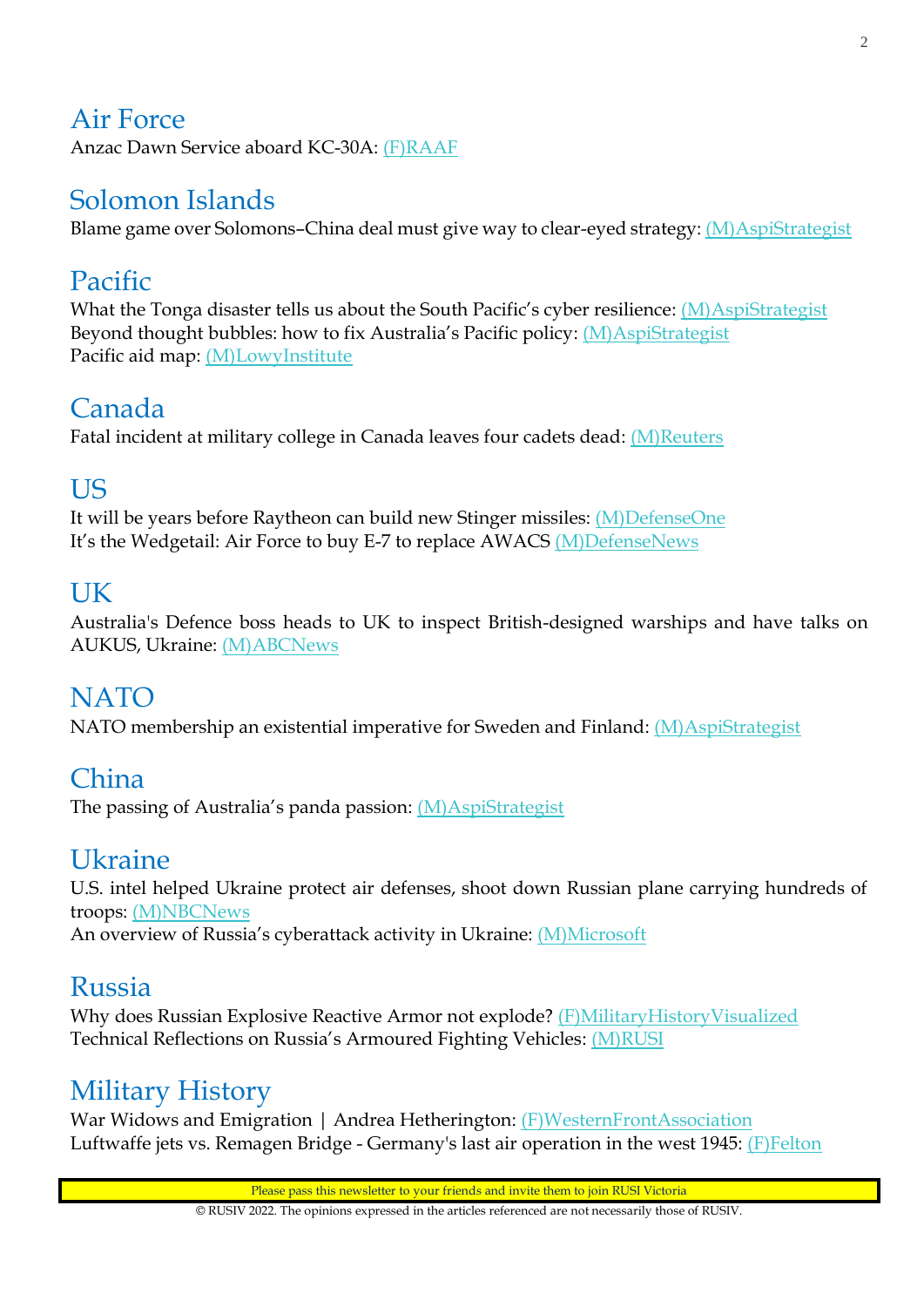## Air Force

Anzac Dawn Service aboard KC-30A: (F)RAAF

## Solomon Islands

Blame game over Solomons–China deal must give way to clear-eyed strategy: (M)AspiStrategist

## Pacific

What the Tonga disaster tells us about the South Pacific's cyber resilience: (M)AspiStrategist
Beyond thought bubbles: how to fix Australia's Pacific policy: (M)AspiStrategist
Pacific aid map: (M)LowyInstitute

## Canada

Fatal incident at military college in Canada leaves four cadets dead: (M)Reuters

## US

It will be years before Raytheon can build new Stinger missiles: (M)DefenseOne
It's the Wedgetail: Air Force to buy E-7 to replace AWACS (M)DefenseNews

## UK

Australia's Defence boss heads to UK to inspect British-designed warships and have talks on AUKUS, Ukraine: (M)ABCNews

## NATO

NATO membership an existential imperative for Sweden and Finland: (M)AspiStrategist

## China

The passing of Australia's panda passion: (M)AspiStrategist

## Ukraine

U.S. intel helped Ukraine protect air defenses, shoot down Russian plane carrying hundreds of troops: (M)NBCNews
An overview of Russia's cyberattack activity in Ukraine: (M)Microsoft

## Russia

Why does Russian Explosive Reactive Armor not explode? (F)MilitaryHistoryVisualized
Technical Reflections on Russia's Armoured Fighting Vehicles: (M)RUSI

## Military History

War Widows and Emigration | Andrea Hetherington: (F)WesternFrontAssociation
Luftwaffe jets vs. Remagen Bridge - Germany's last air operation in the west 1945: (F)Felton

Please pass this newsletter to your friends and invite them to join RUSI Victoria

© RUSIV 2022. The opinions expressed in the articles referenced are not necessarily those of RUSIV.